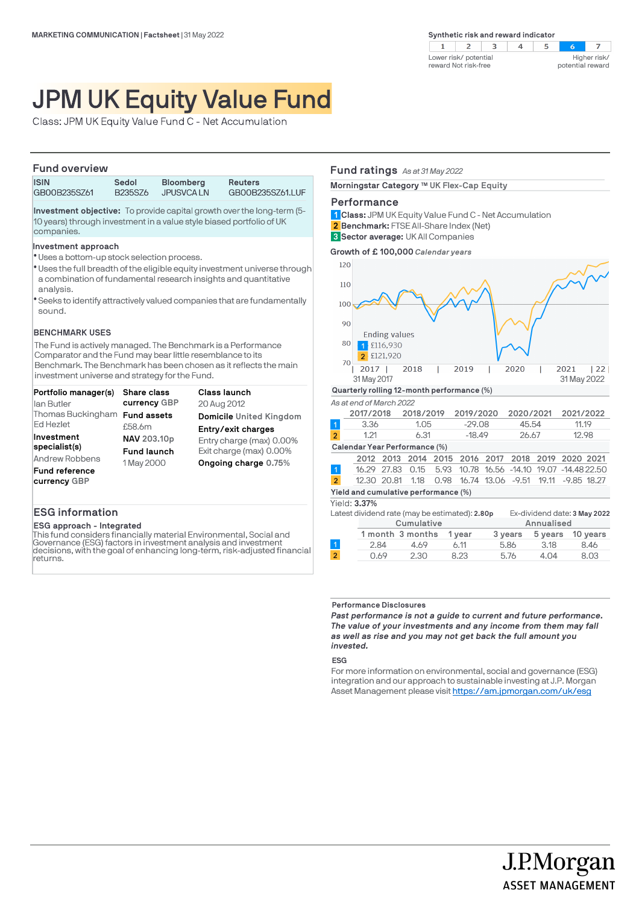MARKETING COMMUNICATION | Factsheet | 31 May 2022

**Synthetic risk and reward indicator**

| 1 | 2 | 3 | 4 | 5 | **6** | 7 |
|---|---|---|---|---|---|---|

Lower risk/ potential reward Not risk-free — Higher risk/ potential reward

# JPM UK Equity Value Fund

Class: JPM UK Equity Value Fund C - Net Accumulation

## Fund overview

| ISIN | Sedol | Bloomberg | Reuters |
|---|---|---|---|
| GB00B235SZ61 | B235SZ6 | JPUSVCA LN | GB00B235SZ61.LUF |

**Investment objective:** To provide capital growth over the long-term (5-10 years) through investment in a value style biased portfolio of UK companies.

**Investment approach**

- Uses a bottom-up stock selection process.
- Uses the full breadth of the eligible equity investment universe through a combination of fundamental research insights and quantitative analysis.
- Seeks to identify attractively valued companies that are fundamentally sound.

**BENCHMARK USES**

The Fund is actively managed. The Benchmark is a Performance Comparator and the Fund may bear little resemblance to its Benchmark. The Benchmark has been chosen as it reflects the main investment universe and strategy for the Fund.

**Portfolio manager(s)**
Ian Butler
Thomas Buckingham
Ed Hezlet

**Investment specialist(s)**
Andrew Robbens

**Fund reference currency** GBP

**Share class currency** GBP

**Fund assets**
£58.6m

**NAV** 203.10p

**Fund launch**
1 May 2000

**Class launch**
20 Aug 2012

**Domicile** United Kingdom

**Entry/exit charges**
Entry charge (max) 0.00%
Exit charge (max) 0.00%

**Ongoing charge** 0.75%

## ESG information

**ESG approach - Integrated**

This fund considers financially material Environmental, Social and Governance (ESG) factors in investment analysis and investment decisions, with the goal of enhancing long-term, risk-adjusted financial returns.

## Fund ratings *As at 31 May 2022*

**Morningstar Category ™** UK Flex-Cap Equity

## Performance

1 **Class:** JPM UK Equity Value Fund C - Net Accumulation
2 **Benchmark:** FTSE All-Share Index (Net)
3 **Sector average:** UK All Companies

**Growth of £ 100,000** *Calendar years*

Ending values
1 £116,930
2 £121,920

31 May 2017 — 31 May 2022

**Quarterly rolling 12-month performance (%)**

*As at end of March 2022*

| | 2017/2018 | 2018/2019 | 2019/2020 | 2020/2021 | 2021/2022 |
|---|---|---|---|---|---|
| 1 | 3.36 | 1.05 | -29.08 | 45.54 | 11.19 |
| 2 | 1.21 | 6.31 | -18.49 | 26.67 | 12.98 |

**Calendar Year Performance (%)**

| | 2012 | 2013 | 2014 | 2015 | 2016 | 2017 | 2018 | 2019 | 2020 | 2021 |
|---|---|---|---|---|---|---|---|---|---|---|
| 1 | 16.29 | 27.83 | 0.15 | 5.93 | 10.78 | 16.56 | -14.10 | 19.07 | -14.48 | 22.50 |
| 2 | 12.30 | 20.81 | 1.18 | 0.98 | 16.74 | 13.06 | -9.51 | 19.11 | -9.85 | 18.27 |

**Yield and cumulative performance (%)**

Yield: **3.37%**

Latest dividend rate (may be estimated): **2.80p** Ex-dividend date: **3 May 2022**

| | Cumulative | | | Annualised | | |
|---|---|---|---|---|---|---|
| | 1 month | 3 months | 1 year | 3 years | 5 years | 10 years |
| 1 | 2.84 | 4.69 | 6.11 | 5.86 | 3.18 | 8.46 |
| 2 | 0.69 | 2.30 | 8.23 | 5.76 | 4.04 | 8.03 |

**Performance Disclosures**

***Past performance is not a guide to current and future performance. The value of your investments and any income from them may fall as well as rise and you may not get back the full amount you invested.***

**ESG**

For more information on environmental, social and governance (ESG) integration and our approach to sustainable investing at J.P. Morgan Asset Management please visit https://am.jpmorgan.com/uk/esg

J.P.Morgan ASSET MANAGEMENT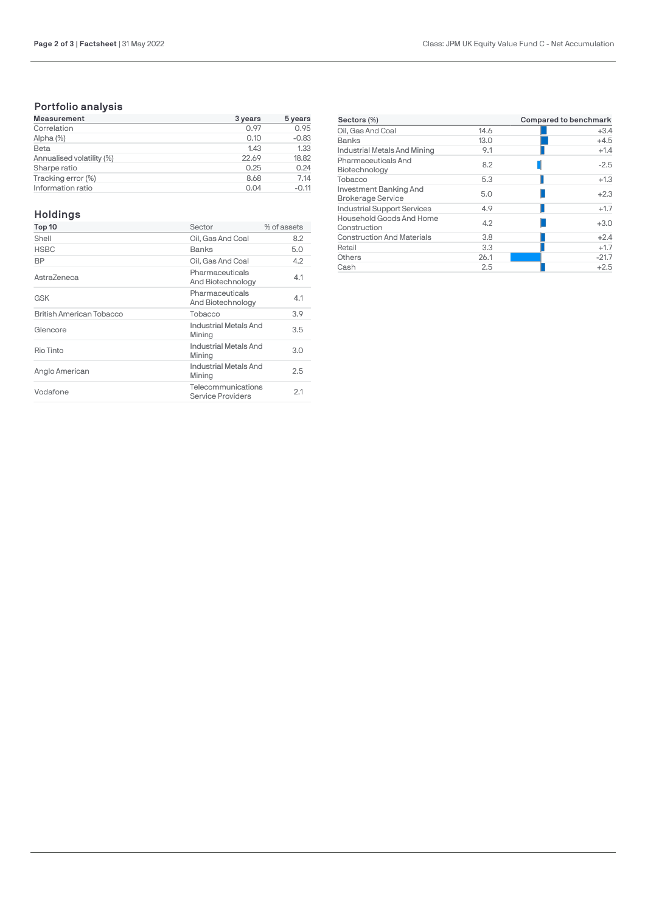## Portfolio analysis

| Measurement | 3 years | 5 years |
|---|---|---|
| Correlation | 0.97 | 0.95 |
| Alpha (%) | 0.10 | -0.83 |
| Beta | 1.43 | 1.33 |
| Annualised volatility (%) | 22.69 | 18.82 |
| Sharpe ratio | 0.25 | 0.24 |
| Tracking error (%) | 8.68 | 7.14 |
| Information ratio | 0.04 | -0.11 |

## Holdings

| Top 10 | Sector | % of assets |
|---|---|---|
| Shell | Oil, Gas And Coal | 8.2 |
| HSBC | Banks | 5.0 |
| BP | Oil, Gas And Coal | 4.2 |
| AstraZeneca | Pharmaceuticals And Biotechnology | 4.1 |
| GSK | Pharmaceuticals And Biotechnology | 4.1 |
| British American Tobacco | Tobacco | 3.9 |
| Glencore | Industrial Metals And Mining | 3.5 |
| Rio Tinto | Industrial Metals And Mining | 3.0 |
| Anglo American | Industrial Metals And Mining | 2.5 |
| Vodafone | Telecommunications Service Providers | 2.1 |

| Sectors (%) | | Compared to benchmark |
|---|---|---|
| Oil, Gas And Coal | 14.6 | +3.4 |
| Banks | 13.0 | +4.5 |
| Industrial Metals And Mining | 9.1 | +1.4 |
| Pharmaceuticals And Biotechnology | 8.2 | -2.5 |
| Tobacco | 5.3 | +1.3 |
| Investment Banking And Brokerage Service | 5.0 | +2.3 |
| Industrial Support Services | 4.9 | +1.7 |
| Household Goods And Home Construction | 4.2 | +3.0 |
| Construction And Materials | 3.8 | +2.4 |
| Retail | 3.3 | +1.7 |
| Others | 26.1 | -21.7 |
| Cash | 2.5 | +2.5 |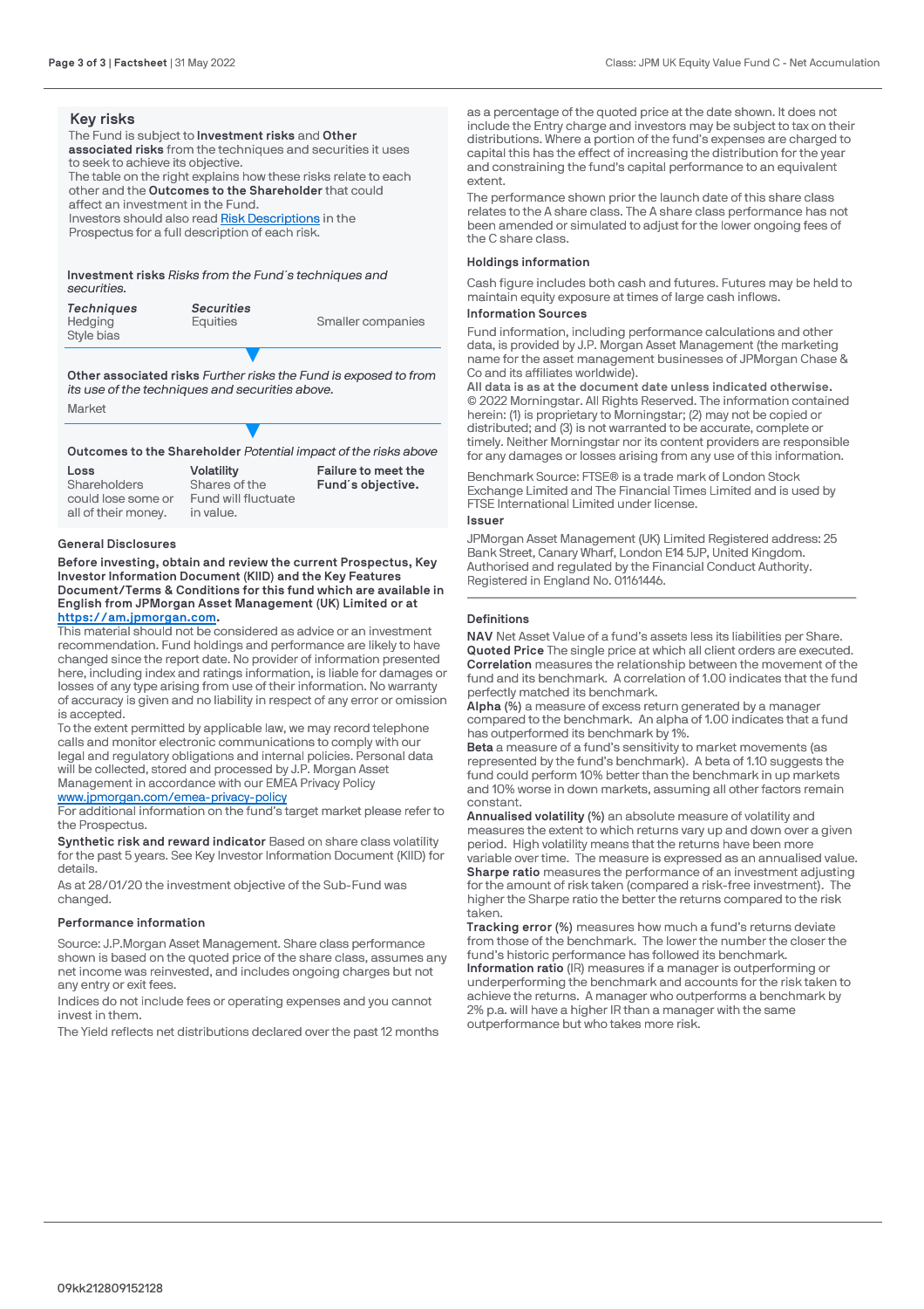## Key risks

The Fund is subject to **Investment risks** and **Other associated risks** from the techniques and securities it uses to seek to achieve its objective.

The table on the right explains how these risks relate to each other and the **Outcomes to the Shareholder** that could affect an investment in the Fund.

Investors should also read Risk Descriptions in the Prospectus for a full description of each risk.

**Investment risks** *Risks from the Fund´s techniques and securities.*

| *Techniques* | *Securities* | |
|---|---|---|
| Hedging | Equities | Smaller companies |
| Style bias | | |

**Other associated risks** *Further risks the Fund is exposed to from its use of the techniques and securities above.*

Market

**Outcomes to the Shareholder** *Potential impact of the risks above*

| **Loss** | **Volatility** | **Failure to meet the Fund´s objective.** |
|---|---|---|
| Shareholders could lose some or all of their money. | Shares of the Fund will fluctuate in value. | |

### General Disclosures

**Before investing, obtain and review the current Prospectus, Key Investor Information Document (KIID) and the Key Features Document/Terms & Conditions for this fund which are available in English from JPMorgan Asset Management (UK) Limited or at https://am.jpmorgan.com.**

This material should not be considered as advice or an investment recommendation. Fund holdings and performance are likely to have changed since the report date. No provider of information presented here, including index and ratings information, is liable for damages or losses of any type arising from use of their information. No warranty of accuracy is given and no liability in respect of any error or omission is accepted.

To the extent permitted by applicable law, we may record telephone calls and monitor electronic communications to comply with our legal and regulatory obligations and internal policies. Personal data will be collected, stored and processed by J.P. Morgan Asset Management in accordance with our EMEA Privacy Policy www.jpmorgan.com/emea-privacy-policy

For additional information on the fund's target market please refer to the Prospectus.

**Synthetic risk and reward indicator** Based on share class volatility for the past 5 years. See Key Investor Information Document (KIID) for details.

As at 28/01/20 the investment objective of the Sub-Fund was changed.

### Performance information

Source: J.P.Morgan Asset Management. Share class performance shown is based on the quoted price of the share class, assumes any net income was reinvested, and includes ongoing charges but not any entry or exit fees.

Indices do not include fees or operating expenses and you cannot invest in them.

The Yield reflects net distributions declared over the past 12 months as a percentage of the quoted price at the date shown. It does not include the Entry charge and investors may be subject to tax on their distributions. Where a portion of the fund's expenses are charged to capital this has the effect of increasing the distribution for the year and constraining the fund's capital performance to an equivalent extent.

The performance shown prior the launch date of this share class relates to the A share class. The A share class performance has not been amended or simulated to adjust for the lower ongoing fees of the C share class.

### Holdings information

Cash figure includes both cash and futures. Futures may be held to maintain equity exposure at times of large cash inflows.

### Information Sources

Fund information, including performance calculations and other data, is provided by J.P. Morgan Asset Management (the marketing name for the asset management businesses of JPMorgan Chase & Co and its affiliates worldwide).

**All data is as at the document date unless indicated otherwise.**

© 2022 Morningstar. All Rights Reserved. The information contained herein: (1) is proprietary to Morningstar; (2) may not be copied or distributed; and (3) is not warranted to be accurate, complete or timely. Neither Morningstar nor its content providers are responsible for any damages or losses arising from any use of this information.

Benchmark Source: FTSE® is a trade mark of London Stock Exchange Limited and The Financial Times Limited and is used by FTSE International Limited under license.

### Issuer

JPMorgan Asset Management (UK) Limited Registered address: 25 Bank Street, Canary Wharf, London E14 5JP, United Kingdom. Authorised and regulated by the Financial Conduct Authority. Registered in England No. 01161446.

### Definitions

**NAV** Net Asset Value of a fund's assets less its liabilities per Share.

**Quoted Price** The single price at which all client orders are executed.

**Correlation** measures the relationship between the movement of the fund and its benchmark. A correlation of 1.00 indicates that the fund perfectly matched its benchmark.

**Alpha (%)** a measure of excess return generated by a manager compared to the benchmark. An alpha of 1.00 indicates that a fund has outperformed its benchmark by 1%.

**Beta** a measure of a fund's sensitivity to market movements (as represented by the fund's benchmark). A beta of 1.10 suggests the fund could perform 10% better than the benchmark in up markets and 10% worse in down markets, assuming all other factors remain constant.

**Annualised volatility (%)** an absolute measure of volatility and measures the extent to which returns vary up and down over a given period. High volatility means that the returns have been more variable over time. The measure is expressed as an annualised value.

**Sharpe ratio** measures the performance of an investment adjusting for the amount of risk taken (compared a risk-free investment). The higher the Sharpe ratio the better the returns compared to the risk taken.

**Tracking error (%)** measures how much a fund's returns deviate from those of the benchmark. The lower the number the closer the fund's historic performance has followed its benchmark.

**Information ratio** (IR) measures if a manager is outperforming or underperforming the benchmark and accounts for the risk taken to achieve the returns. A manager who outperforms a benchmark by 2% p.a. will have a higher IR than a manager with the same outperformance but who takes more risk.

09kk212809152128